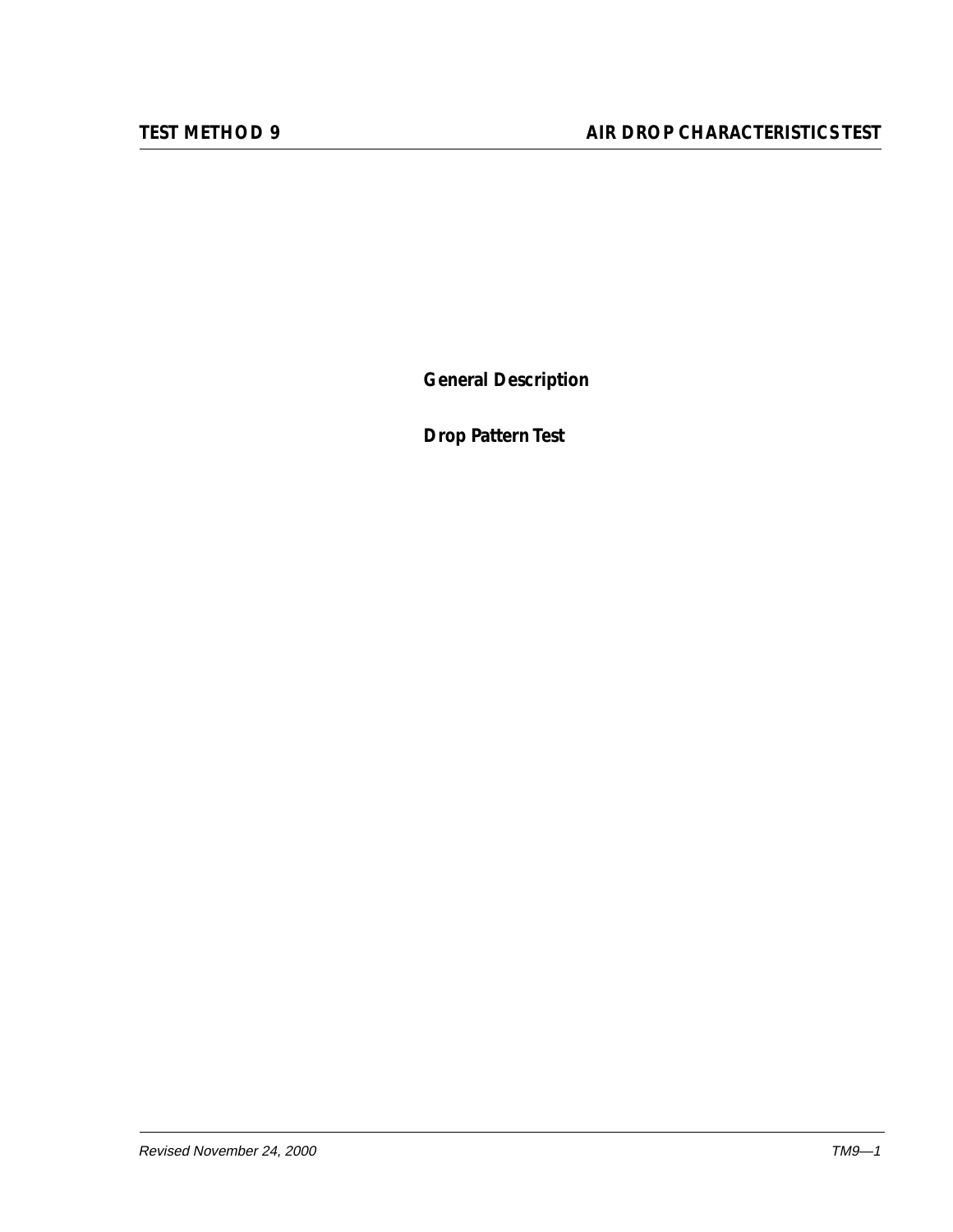# TEST METHOD 9 AIR DROP CHARACTERISTICS TEST

**General Description**

**Drop Pattern Test**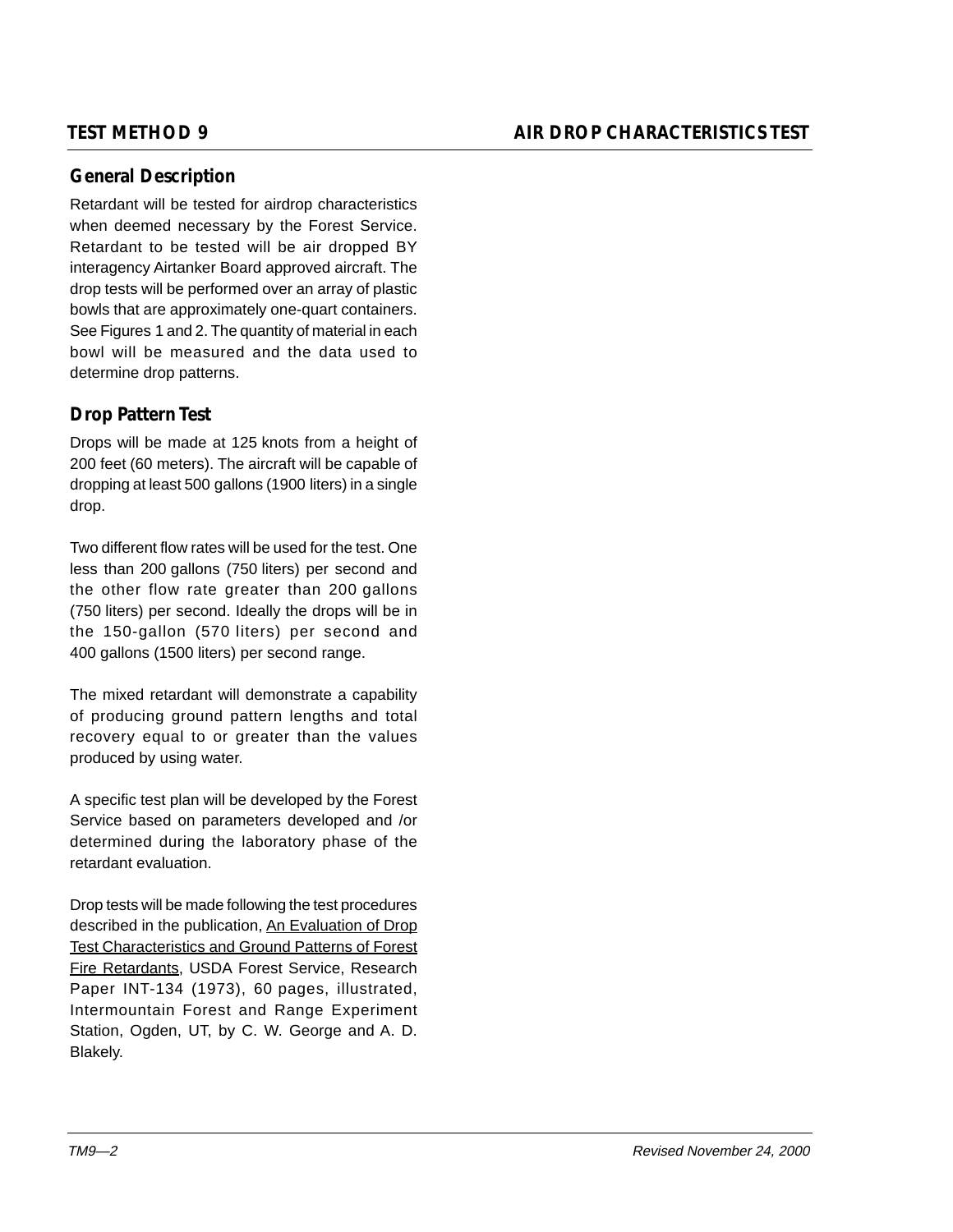## TEST METHOD 9 — AIR DROP CHARACTERISTICS TEST

### General Description

Retardant will be tested for airdrop characteristics when deemed necessary by the Forest Service. Retardant to be tested will be air dropped BY interagency Airtanker Board approved aircraft. The drop tests will be performed over an array of plastic bowls that are approximately one-quart containers. See Figures 1 and 2. The quantity of material in each bowl will be measured and the data used to determine drop patterns.

### Drop Pattern Test

Drops will be made at 125 knots from a height of 200 feet (60 meters). The aircraft will be capable of dropping at least 500 gallons (1900 liters) in a single drop.

Two different flow rates will be used for the test. One less than 200 gallons (750 liters) per second and the other flow rate greater than 200 gallons (750 liters) per second. Ideally the drops will be in the 150-gallon (570 liters) per second and 400 gallons (1500 liters) per second range.

The mixed retardant will demonstrate a capability of producing ground pattern lengths and total recovery equal to or greater than the values produced by using water.

A specific test plan will be developed by the Forest Service based on parameters developed and /or determined during the laboratory phase of the retardant evaluation.

Drop tests will be made following the test procedures described in the publication, An Evaluation of Drop Test Characteristics and Ground Patterns of Forest Fire Retardants, USDA Forest Service, Research Paper INT-134 (1973), 60 pages, illustrated, Intermountain Forest and Range Experiment Station, Ogden, UT, by C. W. George and A. D. Blakely.